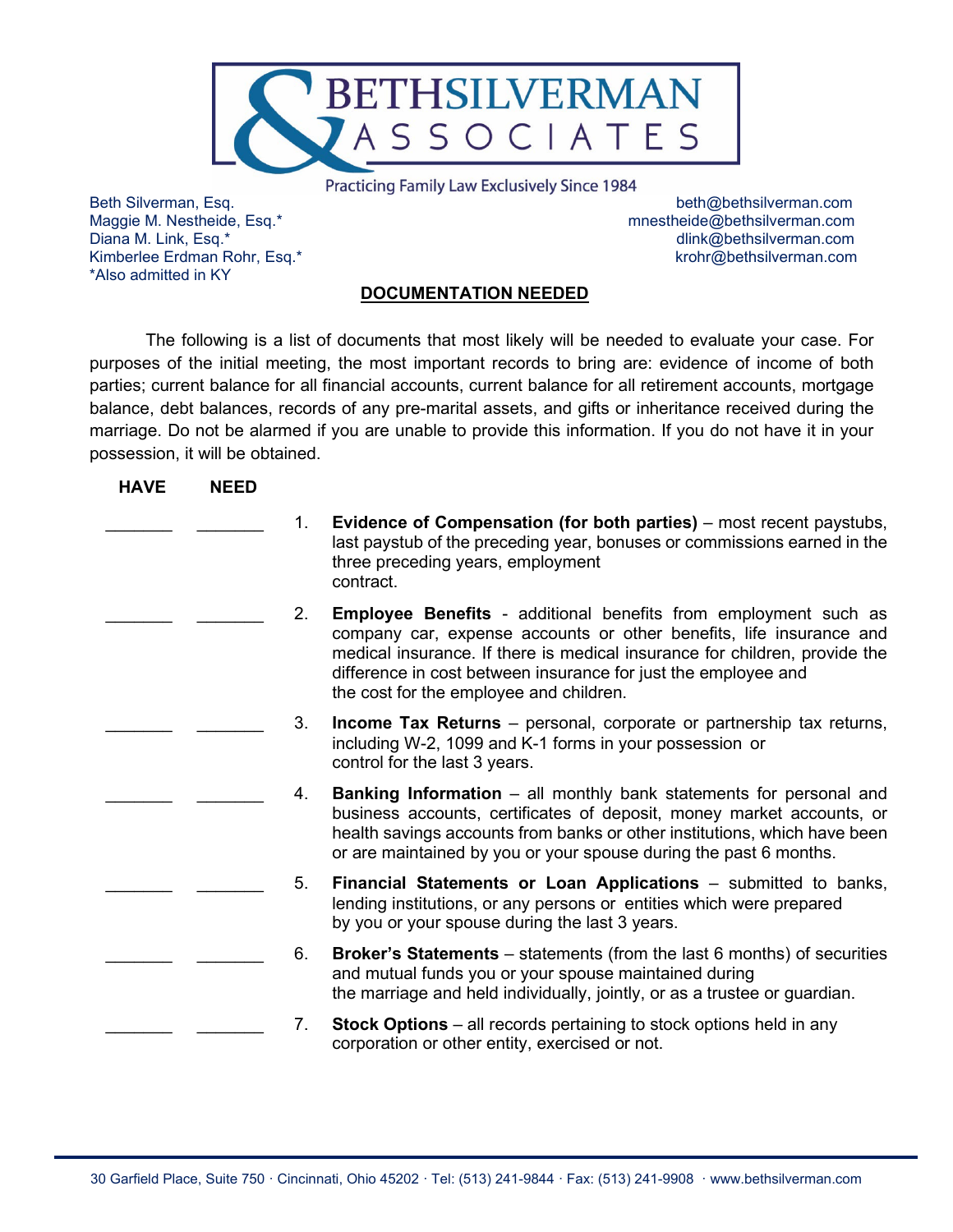# BETHSILVERMAN & ASSOCIATES

Practicing Family Law Exclusively Since 1984

Beth Silverman, Esq. — beth@bethsilverman.com
Maggie M. Nestheide, Esq.* — mnestheide@bethsilverman.com
Diana M. Link, Esq.* — dlink@bethsilverman.com
Kimberlee Erdman Rohr, Esq.* — krohr@bethsilverman.com
*Also admitted in KY

## DOCUMENTATION NEEDED

The following is a list of documents that most likely will be needed to evaluate your case. For purposes of the initial meeting, the most important records to bring are: evidence of income of both parties; current balance for all financial accounts, current balance for all retirement accounts, mortgage balance, debt balances, records of any pre-marital assets, and gifts or inheritance received during the marriage. Do not be alarmed if you are unable to provide this information. If you do not have it in your possession, it will be obtained.

| HAVE | NEED | | |
|---|---|---|---|
| _______ | _______ | 1. | **Evidence of Compensation (for both parties)** – most recent paystubs, last paystub of the preceding year, bonuses or commissions earned in the three preceding years, employment contract. |
| _______ | _______ | 2. | **Employee Benefits** - additional benefits from employment such as company car, expense accounts or other benefits, life insurance and medical insurance. If there is medical insurance for children, provide the difference in cost between insurance for just the employee and the cost for the employee and children. |
| _______ | _______ | 3. | **Income Tax Returns** – personal, corporate or partnership tax returns, including W-2, 1099 and K-1 forms in your possession or control for the last 3 years. |
| _______ | _______ | 4. | **Banking Information** – all monthly bank statements for personal and business accounts, certificates of deposit, money market accounts, or health savings accounts from banks or other institutions, which have been or are maintained by you or your spouse during the past 6 months. |
| _______ | _______ | 5. | **Financial Statements or Loan Applications** – submitted to banks, lending institutions, or any persons or entities which were prepared by you or your spouse during the last 3 years. |
| _______ | _______ | 6. | **Broker's Statements** – statements (from the last 6 months) of securities and mutual funds you or your spouse maintained during the marriage and held individually, jointly, or as a trustee or guardian. |
| _______ | _______ | 7. | **Stock Options** – all records pertaining to stock options held in any corporation or other entity, exercised or not. |

30 Garfield Place, Suite 750 · Cincinnati, Ohio 45202 · Tel: (513) 241-9844 · Fax: (513) 241-9908 · www.bethsilverman.com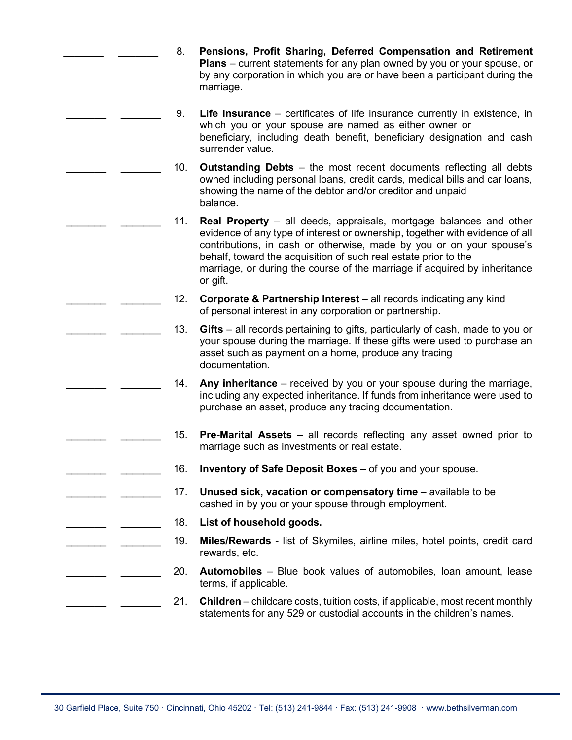_______ _______ 8. **Pensions, Profit Sharing, Deferred Compensation and Retirement Plans** – current statements for any plan owned by you or your spouse, or by any corporation in which you are or have been a participant during the marriage.

_______ _______ 9. **Life Insurance** – certificates of life insurance currently in existence, in which you or your spouse are named as either owner or beneficiary, including death benefit, beneficiary designation and cash surrender value.

_______ _______ 10. **Outstanding Debts** – the most recent documents reflecting all debts owned including personal loans, credit cards, medical bills and car loans, showing the name of the debtor and/or creditor and unpaid balance.

_______ _______ 11. **Real Property** – all deeds, appraisals, mortgage balances and other evidence of any type of interest or ownership, together with evidence of all contributions, in cash or otherwise, made by you or on your spouse's behalf, toward the acquisition of such real estate prior to the marriage, or during the course of the marriage if acquired by inheritance or gift.

_______ _______ 12. **Corporate & Partnership Interest** – all records indicating any kind of personal interest in any corporation or partnership.

_______ _______ 13. **Gifts** – all records pertaining to gifts, particularly of cash, made to you or your spouse during the marriage. If these gifts were used to purchase an asset such as payment on a home, produce any tracing documentation.

_______ _______ 14. **Any inheritance** – received by you or your spouse during the marriage, including any expected inheritance. If funds from inheritance were used to purchase an asset, produce any tracing documentation.

_______ _______ 15. **Pre-Marital Assets** – all records reflecting any asset owned prior to marriage such as investments or real estate.

_______ _______ 16. **Inventory of Safe Deposit Boxes** – of you and your spouse.

_______ _______ 17. **Unused sick, vacation or compensatory time** – available to be cashed in by you or your spouse through employment.

_______ _______ 18. **List of household goods.**

_______ _______ 19. **Miles/Rewards** - list of Skymiles, airline miles, hotel points, credit card rewards, etc.

_______ _______ 20. **Automobiles** – Blue book values of automobiles, loan amount, lease terms, if applicable.

_______ _______ 21. **Children** – childcare costs, tuition costs, if applicable, most recent monthly statements for any 529 or custodial accounts in the children's names.

30 Garfield Place, Suite 750 · Cincinnati, Ohio 45202 · Tel: (513) 241-9844 · Fax: (513) 241-9908 · www.bethsilverman.com